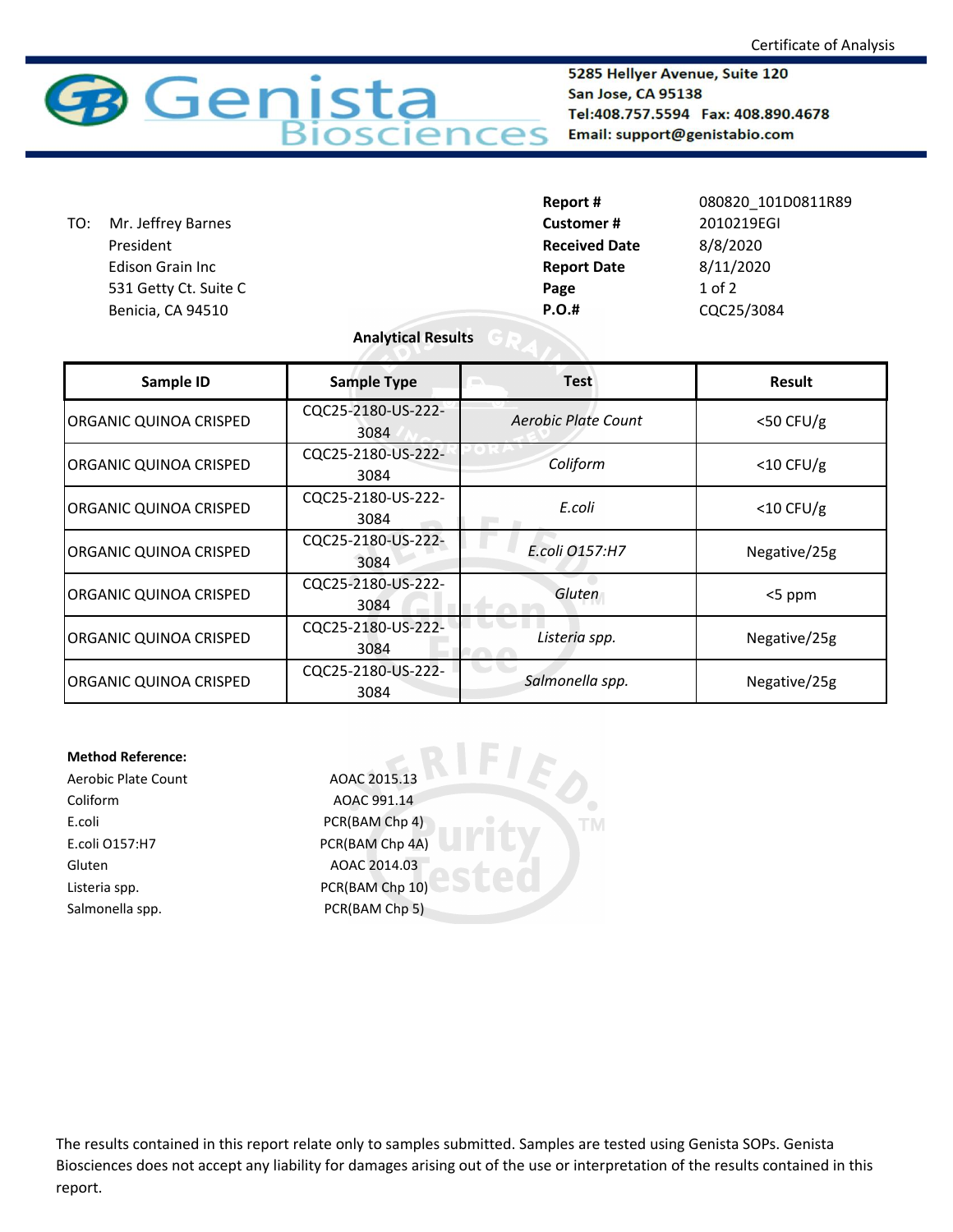Certificate of Analysis

**Genista Biosciences**

**5285 Hellyer Avenue, Suite 120**
**San Jose, CA 95138**
**Tel:408.757.5594 Fax: 408.890.4678**
**Email: support@genistabio.com**

TO: Mr. Jeffrey Barnes
President
Edison Grain Inc
531 Getty Ct. Suite C
Benicia, CA 94510

| | |
|---|---|
| **Report #** | 080820_101D0811R89 |
| **Customer #** | 2010219EGI |
| **Received Date** | 8/8/2020 |
| **Report Date** | 8/11/2020 |
| **Page** | 1 of 2 |
| **P.O.#** | CQC25/3084 |

**Analytical Results**

| Sample ID | Sample Type | Test | Result |
|---|---|---|---|
| ORGANIC QUINOA CRISPED | CQC25-2180-US-222-3084 | *Aerobic Plate Count* | <50 CFU/g |
| ORGANIC QUINOA CRISPED | CQC25-2180-US-222-3084 | *Coliform* | <10 CFU/g |
| ORGANIC QUINOA CRISPED | CQC25-2180-US-222-3084 | *E.coli* | <10 CFU/g |
| ORGANIC QUINOA CRISPED | CQC25-2180-US-222-3084 | *E.coli O157:H7* | Negative/25g |
| ORGANIC QUINOA CRISPED | CQC25-2180-US-222-3084 | *Gluten* | <5 ppm |
| ORGANIC QUINOA CRISPED | CQC25-2180-US-222-3084 | *Listeria spp.* | Negative/25g |
| ORGANIC QUINOA CRISPED | CQC25-2180-US-222-3084 | *Salmonella spp.* | Negative/25g |

**Method Reference:**

| | |
|---|---|
| Aerobic Plate Count | AOAC 2015.13 |
| Coliform | AOAC 991.14 |
| E.coli | PCR(BAM Chp 4) |
| E.coli O157:H7 | PCR(BAM Chp 4A) |
| Gluten | AOAC 2014.03 |
| Listeria spp. | PCR(BAM Chp 10) |
| Salmonella spp. | PCR(BAM Chp 5) |

The results contained in this report relate only to samples submitted. Samples are tested using Genista SOPs. Genista Biosciences does not accept any liability for damages arising out of the use or interpretation of the results contained in this report.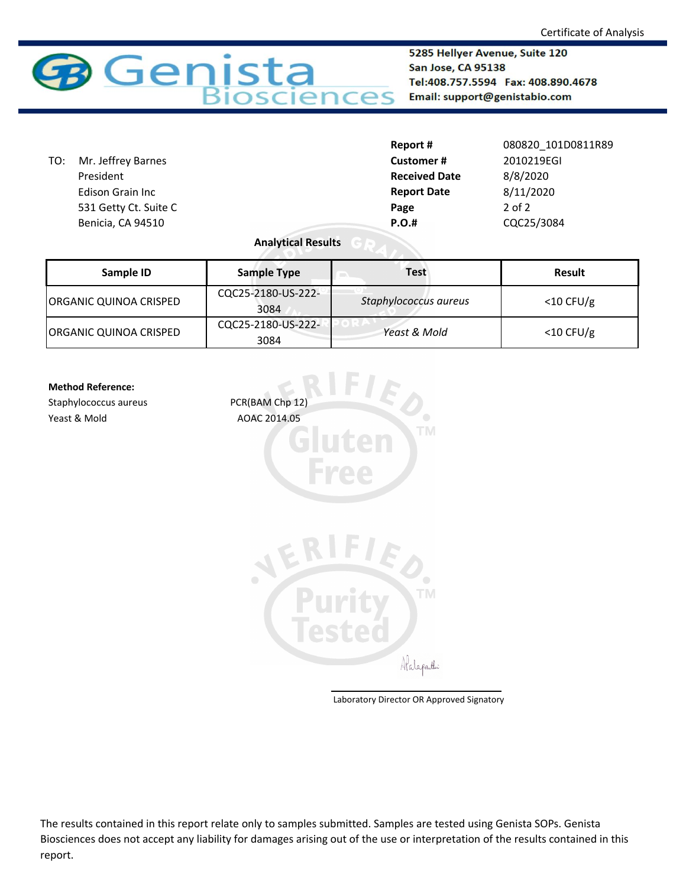Certificate of Analysis

**Genista Biosciences**

**5285 Hellyer Avenue, Suite 120**
**San Jose, CA 95138**
**Tel:408.757.5594 Fax: 408.890.4678**
**Email: support@genistabio.com**

TO: Mr. Jeffrey Barnes
President
Edison Grain Inc
531 Getty Ct. Suite C
Benicia, CA 94510

| | |
|---|---|
| **Report #** | 080820_101D0811R89 |
| **Customer #** | 2010219EGI |
| **Received Date** | 8/8/2020 |
| **Report Date** | 8/11/2020 |
| **Page** | 2 of 2 |
| **P.O.#** | CQC25/3084 |

**Analytical Results**

| Sample ID | Sample Type | Test | Result |
|---|---|---|---|
| ORGANIC QUINOA CRISPED | CQC25-2180-US-222-3084 | *Staphylococcus aureus* | <10 CFU/g |
| ORGANIC QUINOA CRISPED | CQC25-2180-US-222-3084 | *Yeast & Mold* | <10 CFU/g |

**Method Reference:**

| | |
|---|---|
| Staphylococcus aureus | PCR(BAM Chp 12) |
| Yeast & Mold | AOAC 2014.05 |

Laboratory Director OR Approved Signatory

The results contained in this report relate only to samples submitted. Samples are tested using Genista SOPs. Genista Biosciences does not accept any liability for damages arising out of the use or interpretation of the results contained in this report.